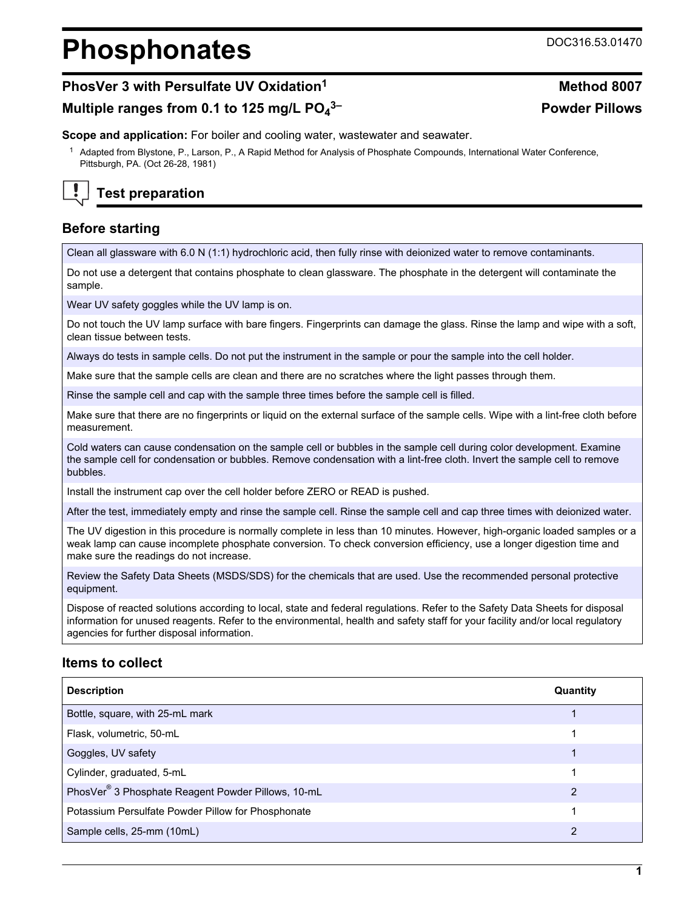# Phosphonates

DOC316.53.01470

## PhosVer 3 with Persulfate UV Oxidation[1]

**Method 8007**

## Multiple ranges from 0.1 to 125 mg/L $PO_4^{3-}$

**Powder Pillows**

**Scope and application:** For boiler and cooling water, wastewater and seawater.

[1] Adapted from Blystone, P., Larson, P., A Rapid Method for Analysis of Phosphate Compounds, International Water Conference, Pittsburgh, PA. (Oct 26-28, 1981)

## Test preparation

### Before starting

Clean all glassware with 6.0 N (1:1) hydrochloric acid, then fully rinse with deionized water to remove contaminants.

Do not use a detergent that contains phosphate to clean glassware. The phosphate in the detergent will contaminate the sample.

Wear UV safety goggles while the UV lamp is on.

Do not touch the UV lamp surface with bare fingers. Fingerprints can damage the glass. Rinse the lamp and wipe with a soft, clean tissue between tests.

Always do tests in sample cells. Do not put the instrument in the sample or pour the sample into the cell holder.

Make sure that the sample cells are clean and there are no scratches where the light passes through them.

Rinse the sample cell and cap with the sample three times before the sample cell is filled.

Make sure that there are no fingerprints or liquid on the external surface of the sample cells. Wipe with a lint-free cloth before measurement.

Cold waters can cause condensation on the sample cell or bubbles in the sample cell during color development. Examine the sample cell for condensation or bubbles. Remove condensation with a lint-free cloth. Invert the sample cell to remove bubbles.

Install the instrument cap over the cell holder before ZERO or READ is pushed.

After the test, immediately empty and rinse the sample cell. Rinse the sample cell and cap three times with deionized water.

The UV digestion in this procedure is normally complete in less than 10 minutes. However, high-organic loaded samples or a weak lamp can cause incomplete phosphate conversion. To check conversion efficiency, use a longer digestion time and make sure the readings do not increase.

Review the Safety Data Sheets (MSDS/SDS) for the chemicals that are used. Use the recommended personal protective equipment.

Dispose of reacted solutions according to local, state and federal regulations. Refer to the Safety Data Sheets for disposal information for unused reagents. Refer to the environmental, health and safety staff for your facility and/or local regulatory agencies for further disposal information.

### Items to collect

| Description | Quantity |
|---|---|
| Bottle, square, with 25-mL mark | 1 |
| Flask, volumetric, 50-mL | 1 |
| Goggles, UV safety | 1 |
| Cylinder, graduated, 5-mL | 1 |
| PhosVer® 3 Phosphate Reagent Powder Pillows, 10-mL | 2 |
| Potassium Persulfate Powder Pillow for Phosphonate | 1 |
| Sample cells, 25-mm (10mL) | 2 |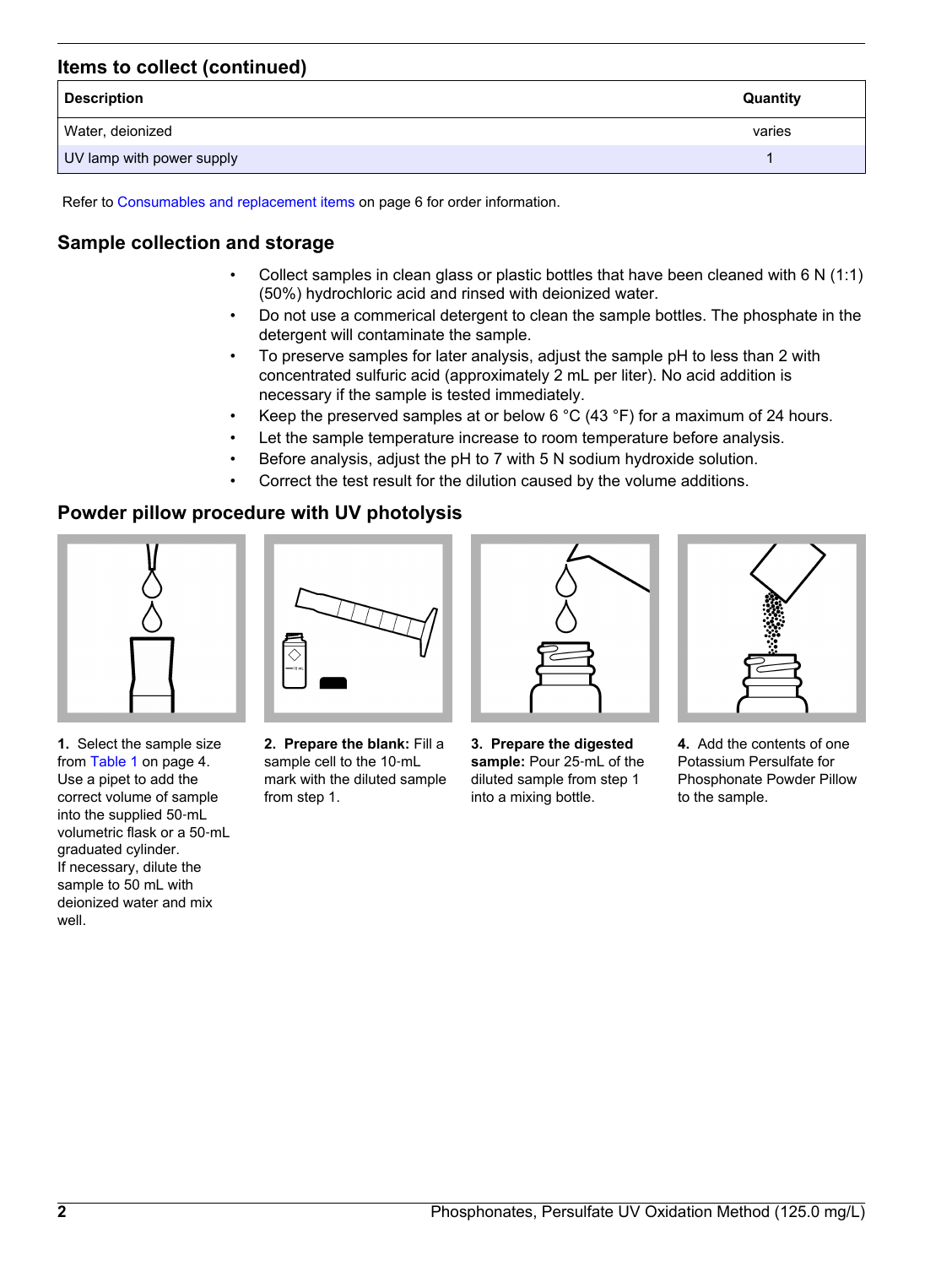### Items to collect (continued)

| Description | Quantity |
|---|---|
| Water, deionized | varies |
| UV lamp with power supply | 1 |

Refer to Consumables and replacement items on page 6 for order information.

## Sample collection and storage

- Collect samples in clean glass or plastic bottles that have been cleaned with 6 N (1:1) (50%) hydrochloric acid and rinsed with deionized water.
- Do not use a commerical detergent to clean the sample bottles. The phosphate in the detergent will contaminate the sample.
- To preserve samples for later analysis, adjust the sample pH to less than 2 with concentrated sulfuric acid (approximately 2 mL per liter). No acid addition is necessary if the sample is tested immediately.
- Keep the preserved samples at or below 6 °C (43 °F) for a maximum of 24 hours.
- Let the sample temperature increase to room temperature before analysis.
- Before analysis, adjust the pH to 7 with 5 N sodium hydroxide solution.
- Correct the test result for the dilution caused by the volume additions.

## Powder pillow procedure with UV photolysis

**1.** Select the sample size from Table 1 on page 4. Use a pipet to add the correct volume of sample into the supplied 50-mL volumetric flask or a 50-mL graduated cylinder. If necessary, dilute the sample to 50 mL with deionized water and mix well.

**2. Prepare the blank:** Fill a sample cell to the 10-mL mark with the diluted sample from step 1.

**3. Prepare the digested sample:** Pour 25-mL of the diluted sample from step 1 into a mixing bottle.

**4.** Add the contents of one Potassium Persulfate for Phosphonate Powder Pillow to the sample.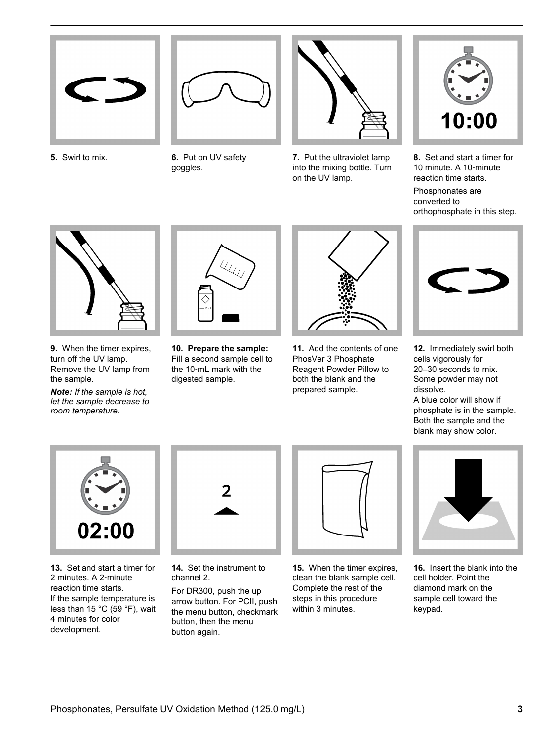**5.** Swirl to mix.

**6.** Put on UV safety goggles.

**7.** Put the ultraviolet lamp into the mixing bottle. Turn on the UV lamp.

**8.** Set and start a timer for 10 minute. A 10-minute reaction time starts.

Phosphonates are converted to orthophosphate in this step.

**9.** When the timer expires, turn off the UV lamp. Remove the UV lamp from the sample.

***Note:*** *If the sample is hot, let the sample decrease to room temperature.*

**10. Prepare the sample:** Fill a second sample cell to the 10-mL mark with the digested sample.

**11.** Add the contents of one PhosVer 3 Phosphate Reagent Powder Pillow to both the blank and the prepared sample.

**12.** Immediately swirl both cells vigorously for 20–30 seconds to mix. Some powder may not dissolve.
A blue color will show if phosphate is in the sample. Both the sample and the blank may show color.

**13.** Set and start a timer for 2 minutes. A 2-minute reaction time starts.
If the sample temperature is less than 15 °C (59 °F), wait 4 minutes for color development.

**14.** Set the instrument to channel 2.

For DR300, push the up arrow button. For PCII, push the menu button, checkmark button, then the menu button again.

**15.** When the timer expires, clean the blank sample cell. Complete the rest of the steps in this procedure within 3 minutes.

**16.** Insert the blank into the cell holder. Point the diamond mark on the sample cell toward the keypad.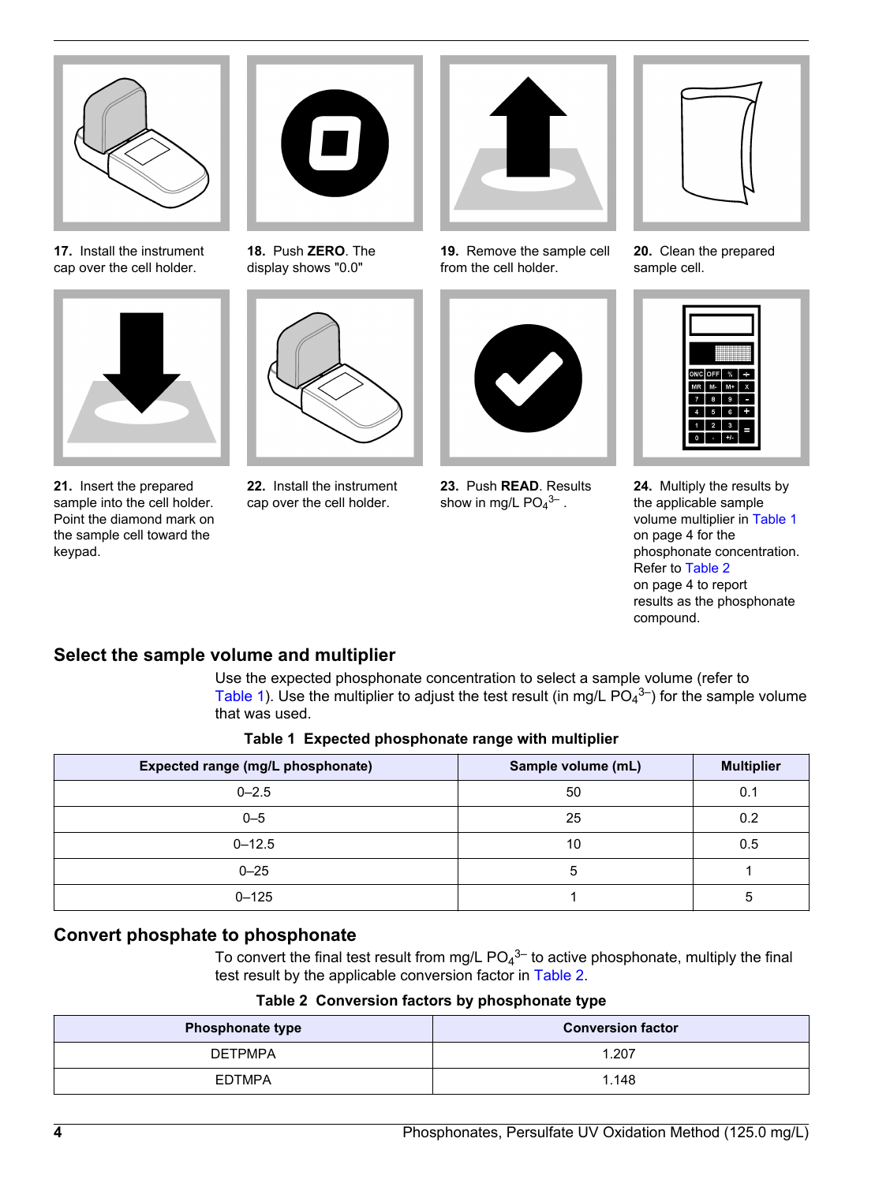**17.** Install the instrument cap over the cell holder.

**18.** Push **ZERO**. The display shows "0.0"

**19.** Remove the sample cell from the cell holder.

**20.** Clean the prepared sample cell.

**21.** Insert the prepared sample into the cell holder. Point the diamond mark on the sample cell toward the keypad.

**22.** Install the instrument cap over the cell holder.

**23.** Push **READ**. Results show in mg/L $PO_4^{3-}$ .

**24.** Multiply the results by the applicable sample volume multiplier in Table 1 on page 4 for the phosphonate concentration. Refer to Table 2 on page 4 to report results as the phosphonate compound.

## Select the sample volume and multiplier

Use the expected phosphonate concentration to select a sample volume (refer to Table 1). Use the multiplier to adjust the test result (in mg/L $PO_4^{3-}$) for the sample volume that was used.

**Table 1 Expected phosphonate range with multiplier**

| Expected range (mg/L phosphonate) | Sample volume (mL) | Multiplier |
|---|---|---|
| 0–2.5 | 50 | 0.1 |
| 0–5 | 25 | 0.2 |
| 0–12.5 | 10 | 0.5 |
| 0–25 | 5 | 1 |
| 0–125 | 1 | 5 |

## Convert phosphate to phosphonate

To convert the final test result from mg/L $PO_4^{3-}$ to active phosphonate, multiply the final test result by the applicable conversion factor in Table 2.

**Table 2 Conversion factors by phosphonate type**

| Phosphonate type | Conversion factor |
|---|---|
| DETPMPA | 1.207 |
| EDTMPA | 1.148 |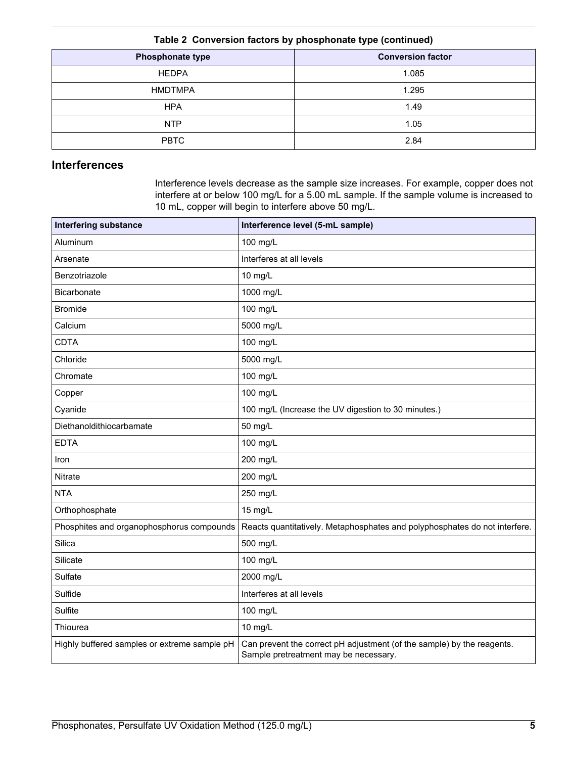**Table 2 Conversion factors by phosphonate type (continued)**

| Phosphonate type | Conversion factor |
| --- | --- |
| HEDPA | 1.085 |
| HMDTMPA | 1.295 |
| HPA | 1.49 |
| NTP | 1.05 |
| PBTC | 2.84 |

## Interferences

Interference levels decrease as the sample size increases. For example, copper does not interfere at or below 100 mg/L for a 5.00 mL sample. If the sample volume is increased to 10 mL, copper will begin to interfere above 50 mg/L.

| Interfering substance | Interference level (5-mL sample) |
| --- | --- |
| Aluminum | 100 mg/L |
| Arsenate | Interferes at all levels |
| Benzotriazole | 10 mg/L |
| Bicarbonate | 1000 mg/L |
| Bromide | 100 mg/L |
| Calcium | 5000 mg/L |
| CDTA | 100 mg/L |
| Chloride | 5000 mg/L |
| Chromate | 100 mg/L |
| Copper | 100 mg/L |
| Cyanide | 100 mg/L (Increase the UV digestion to 30 minutes.) |
| Diethanoldithiocarbamate | 50 mg/L |
| EDTA | 100 mg/L |
| Iron | 200 mg/L |
| Nitrate | 200 mg/L |
| NTA | 250 mg/L |
| Orthophosphate | 15 mg/L |
| Phosphites and organophosphorus compounds | Reacts quantitatively. Metaphosphates and polyphosphates do not interfere. |
| Silica | 500 mg/L |
| Silicate | 100 mg/L |
| Sulfate | 2000 mg/L |
| Sulfide | Interferes at all levels |
| Sulfite | 100 mg/L |
| Thiourea | 10 mg/L |
| Highly buffered samples or extreme sample pH | Can prevent the correct pH adjustment (of the sample) by the reagents. Sample pretreatment may be necessary. |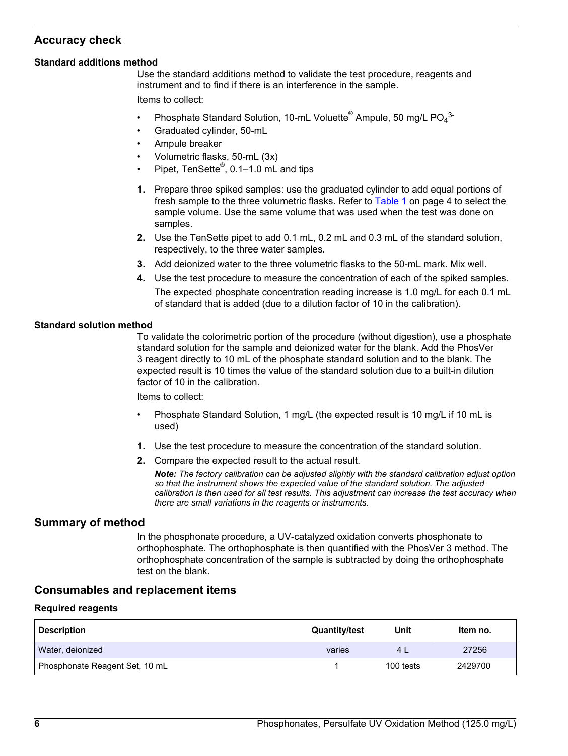## Accuracy check

### Standard additions method

Use the standard additions method to validate the test procedure, reagents and instrument and to find if there is an interference in the sample.

Items to collect:

- Phosphate Standard Solution, 10-mL Voluette® Ampule, 50 mg/L $PO_4^{3-}$
- Graduated cylinder, 50-mL
- Ampule breaker
- Volumetric flasks, 50-mL (3x)
- Pipet, TenSette®, 0.1–1.0 mL and tips

1. Prepare three spiked samples: use the graduated cylinder to add equal portions of fresh sample to the three volumetric flasks. Refer to Table 1 on page 4 to select the sample volume. Use the same volume that was used when the test was done on samples.
2. Use the TenSette pipet to add 0.1 mL, 0.2 mL and 0.3 mL of the standard solution, respectively, to the three water samples.
3. Add deionized water to the three volumetric flasks to the 50-mL mark. Mix well.
4. Use the test procedure to measure the concentration of each of the spiked samples.

   The expected phosphate concentration reading increase is 1.0 mg/L for each 0.1 mL of standard that is added (due to a dilution factor of 10 in the calibration).

### Standard solution method

To validate the colorimetric portion of the procedure (without digestion), use a phosphate standard solution for the sample and deionized water for the blank. Add the PhosVer 3 reagent directly to 10 mL of the phosphate standard solution and to the blank. The expected result is 10 times the value of the standard solution due to a built-in dilution factor of 10 in the calibration.

Items to collect:

- Phosphate Standard Solution, 1 mg/L (the expected result is 10 mg/L if 10 mL is used)

1. Use the test procedure to measure the concentration of the standard solution.
2. Compare the expected result to the actual result.

   ***Note:*** *The factory calibration can be adjusted slightly with the standard calibration adjust option so that the instrument shows the expected value of the standard solution. The adjusted calibration is then used for all test results. This adjustment can increase the test accuracy when there are small variations in the reagents or instruments.*

## Summary of method

In the phosphonate procedure, a UV-catalyzed oxidation converts phosphonate to orthophosphate. The orthophosphate is then quantified with the PhosVer 3 method. The orthophosphate concentration of the sample is subtracted by doing the orthophosphate test on the blank.

## Consumables and replacement items

### Required reagents

| Description | Quantity/test | Unit | Item no. |
|---|---|---|---|
| Water, deionized | varies | 4 L | 27256 |
| Phosphonate Reagent Set, 10 mL | 1 | 100 tests | 2429700 |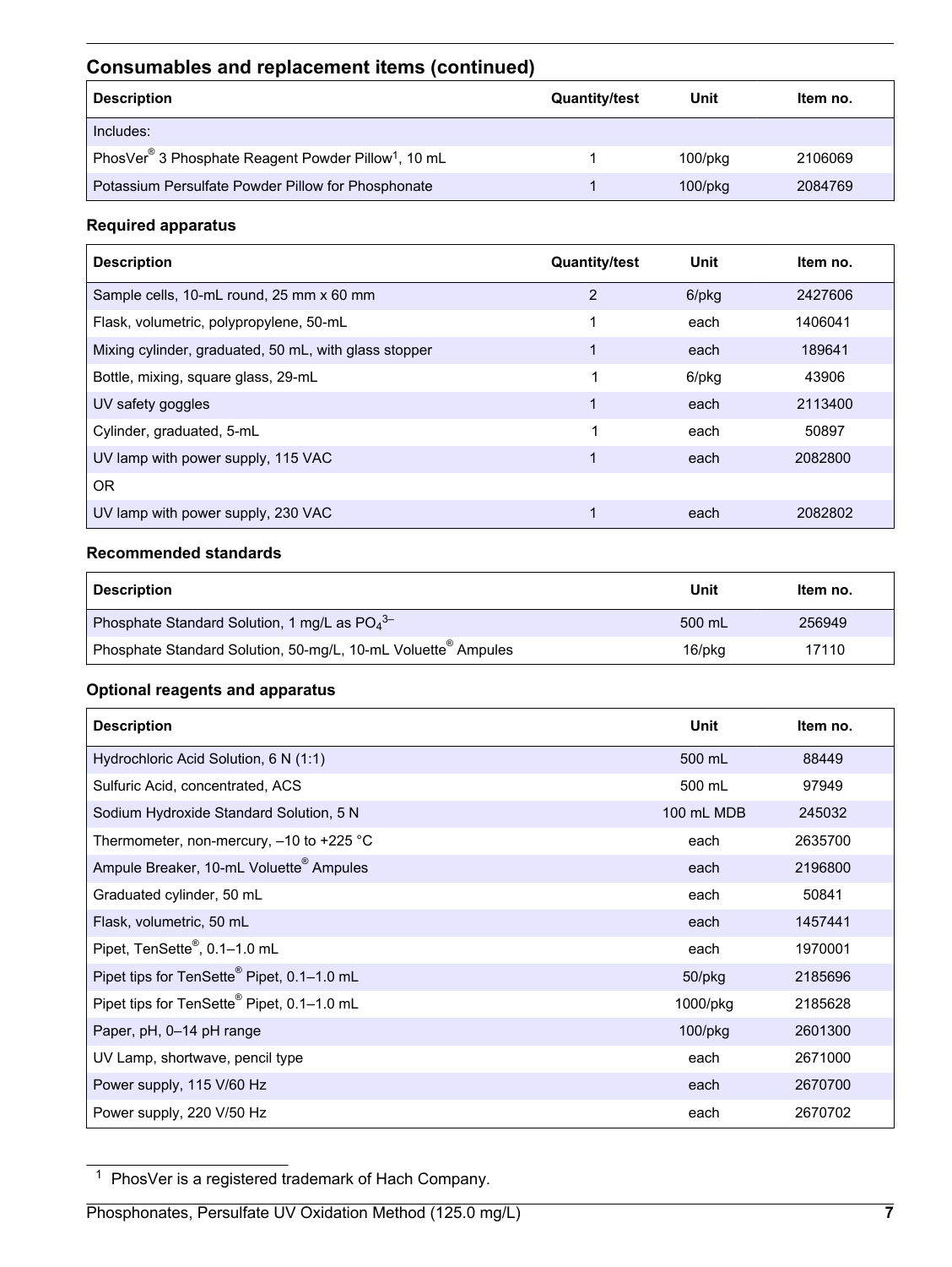## Consumables and replacement items (continued)

| Description | Quantity/test | Unit | Item no. |
|---|---|---|---|
| Includes: | | | |
| PhosVer® 3 Phosphate Reagent Powder Pillow[1], 10 mL | 1 | 100/pkg | 2106069 |
| Potassium Persulfate Powder Pillow for Phosphonate | 1 | 100/pkg | 2084769 |

### Required apparatus

| Description | Quantity/test | Unit | Item no. |
|---|---|---|---|
| Sample cells, 10-mL round, 25 mm x 60 mm | 2 | 6/pkg | 2427606 |
| Flask, volumetric, polypropylene, 50-mL | 1 | each | 1406041 |
| Mixing cylinder, graduated, 50 mL, with glass stopper | 1 | each | 189641 |
| Bottle, mixing, square glass, 29-mL | 1 | 6/pkg | 43906 |
| UV safety goggles | 1 | each | 2113400 |
| Cylinder, graduated, 5-mL | 1 | each | 50897 |
| UV lamp with power supply, 115 VAC | 1 | each | 2082800 |
| OR | | | |
| UV lamp with power supply, 230 VAC | 1 | each | 2082802 |

### Recommended standards

| Description | Unit | Item no. |
|---|---|---|
| Phosphate Standard Solution, 1 mg/L as $PO_4^{3-}$ | 500 mL | 256949 |
| Phosphate Standard Solution, 50-mg/L, 10-mL Voluette® Ampules | 16/pkg | 17110 |

### Optional reagents and apparatus

| Description | Unit | Item no. |
|---|---|---|
| Hydrochloric Acid Solution, 6 N (1:1) | 500 mL | 88449 |
| Sulfuric Acid, concentrated, ACS | 500 mL | 97949 |
| Sodium Hydroxide Standard Solution, 5 N | 100 mL MDB | 245032 |
| Thermometer, non-mercury, –10 to +225 °C | each | 2635700 |
| Ampule Breaker, 10-mL Voluette® Ampules | each | 2196800 |
| Graduated cylinder, 50 mL | each | 50841 |
| Flask, volumetric, 50 mL | each | 1457441 |
| Pipet, TenSette®, 0.1–1.0 mL | each | 1970001 |
| Pipet tips for TenSette® Pipet, 0.1–1.0 mL | 50/pkg | 2185696 |
| Pipet tips for TenSette® Pipet, 0.1–1.0 mL | 1000/pkg | 2185628 |
| Paper, pH, 0–14 pH range | 100/pkg | 2601300 |
| UV Lamp, shortwave, pencil type | each | 2671000 |
| Power supply, 115 V/60 Hz | each | 2670700 |
| Power supply, 220 V/50 Hz | each | 2670702 |

[1] PhosVer is a registered trademark of Hach Company.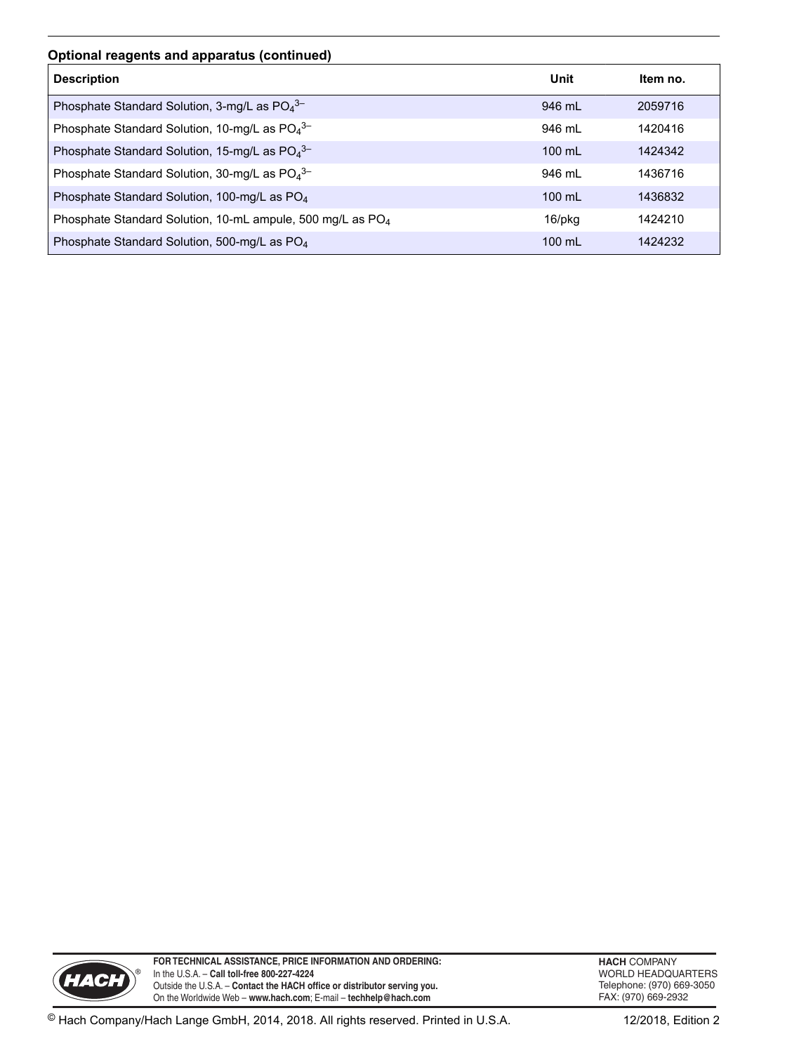**Optional reagents and apparatus (continued)**

| Description | Unit | Item no. |
|---|---|---|
| Phosphate Standard Solution, 3-mg/L as $PO_4^{3-}$ | 946 mL | 2059716 |
| Phosphate Standard Solution, 10-mg/L as $PO_4^{3-}$ | 946 mL | 1420416 |
| Phosphate Standard Solution, 15-mg/L as $PO_4^{3-}$ | 100 mL | 1424342 |
| Phosphate Standard Solution, 30-mg/L as $PO_4^{3-}$ | 946 mL | 1436716 |
| Phosphate Standard Solution, 100-mg/L as $PO_4$ | 100 mL | 1436832 |
| Phosphate Standard Solution, 10-mL ampule, 500 mg/L as $PO_4$ | 16/pkg | 1424210 |
| Phosphate Standard Solution, 500-mg/L as $PO_4$ | 100 mL | 1424232 |

**FOR TECHNICAL ASSISTANCE, PRICE INFORMATION AND ORDERING:**
In the U.S.A. – **Call toll-free 800-227-4224**
Outside the U.S.A. – **Contact the HACH office or distributor serving you.**
On the Worldwide Web – **www.hach.com**; E-mail – **techhelp@hach.com**

**HACH** COMPANY
WORLD HEADQUARTERS
Telephone: (970) 669-3050
FAX: (970) 669-2932

© Hach Company/Hach Lange GmbH, 2014, 2018. All rights reserved. Printed in U.S.A.

12/2018, Edition 2